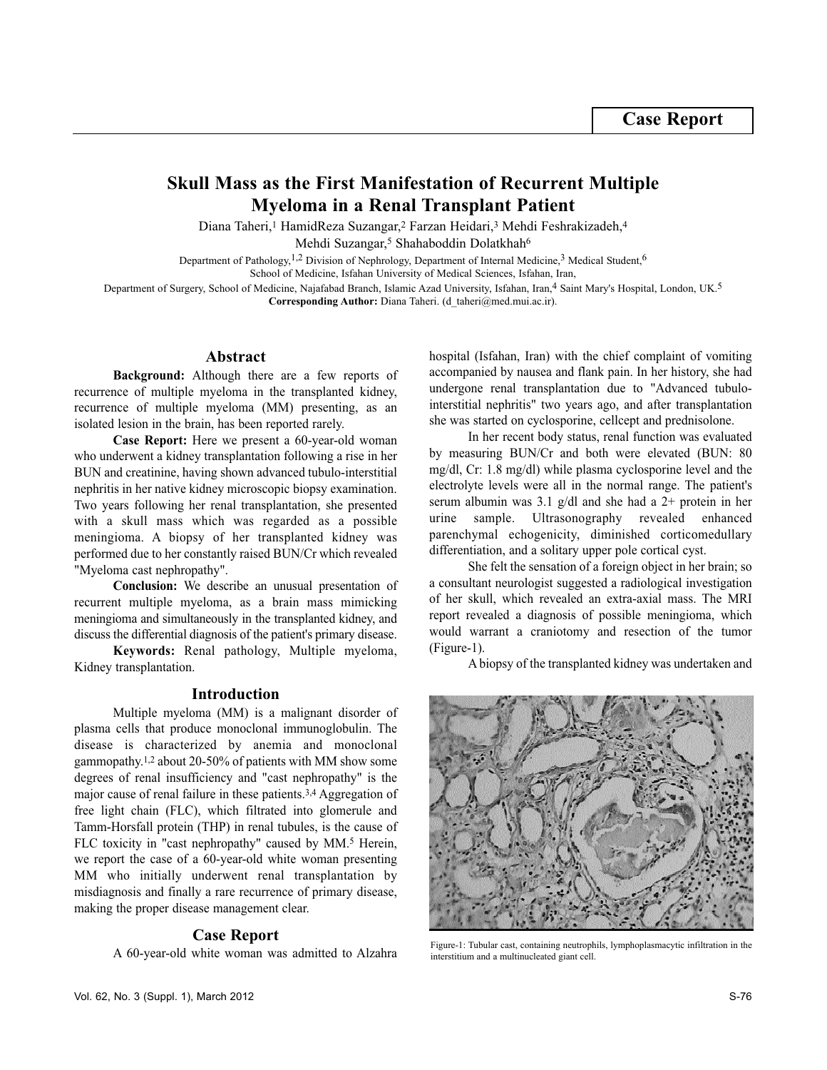Case Report

# Skull Mass as the First Manifestation of Recurrent Multiple Myeloma in a Renal Transplant Patient

Diana Taheri,[1] HamidReza Suzangar,[2] Farzan Heidari,[3] Mehdi Feshrakizadeh,[4] Mehdi Suzangar,[5] Shahaboddin Dolatkhah[6]

Department of Pathology,[1,2] Division of Nephrology, Department of Internal Medicine,[3] Medical Student,[6] School of Medicine, Isfahan University of Medical Sciences, Isfahan, Iran,
Department of Surgery, School of Medicine, Najafabad Branch, Islamic Azad University, Isfahan, Iran,[4] Saint Mary's Hospital, London, UK.[5]
**Corresponding Author:** Diana Taheri. (d_taheri@med.mui.ac.ir).

## Abstract

**Background:** Although there are a few reports of recurrence of multiple myeloma in the transplanted kidney, recurrence of multiple myeloma (MM) presenting, as an isolated lesion in the brain, has been reported rarely.

**Case Report:** Here we present a 60-year-old woman who underwent a kidney transplantation following a rise in her BUN and creatinine, having shown advanced tubulo-interstitial nephritis in her native kidney microscopic biopsy examination. Two years following her renal transplantation, she presented with a skull mass which was regarded as a possible meningioma. A biopsy of her transplanted kidney was performed due to her constantly raised BUN/Cr which revealed "Myeloma cast nephropathy".

**Conclusion:** We describe an unusual presentation of recurrent multiple myeloma, as a brain mass mimicking meningioma and simultaneously in the transplanted kidney, and discuss the differential diagnosis of the patient's primary disease.

**Keywords:** Renal pathology, Multiple myeloma, Kidney transplantation.

## Introduction

Multiple myeloma (MM) is a malignant disorder of plasma cells that produce monoclonal immunoglobulin. The disease is characterized by anemia and monoclonal gammopathy.[1,2] about 20-50% of patients with MM show some degrees of renal insufficiency and "cast nephropathy" is the major cause of renal failure in these patients.[3,4] Aggregation of free light chain (FLC), which filtrated into glomerule and Tamm-Horsfall protein (THP) in renal tubules, is the cause of FLC toxicity in "cast nephropathy" caused by MM.[5] Herein, we report the case of a 60-year-old white woman presenting MM who initially underwent renal transplantation by misdiagnosis and finally a rare recurrence of primary disease, making the proper disease management clear.

## Case Report

A 60-year-old white woman was admitted to Alzahra hospital (Isfahan, Iran) with the chief complaint of vomiting accompanied by nausea and flank pain. In her history, she had undergone renal transplantation due to "Advanced tubulo-interstitial nephritis" two years ago, and after transplantation she was started on cyclosporine, cellcept and prednisolone.

In her recent body status, renal function was evaluated by measuring BUN/Cr and both were elevated (BUN: 80 mg/dl, Cr: 1.8 mg/dl) while plasma cyclosporine level and the electrolyte levels were all in the normal range. The patient's serum albumin was 3.1 g/dl and she had a 2+ protein in her urine sample. Ultrasonography revealed enhanced parenchymal echogenicity, diminished corticomedullary differentiation, and a solitary upper pole cortical cyst.

She felt the sensation of a foreign object in her brain; so a consultant neurologist suggested a radiological investigation of her skull, which revealed an extra-axial mass. The MRI report revealed a diagnosis of possible meningioma, which would warrant a craniotomy and resection of the tumor (Figure-1).

A biopsy of the transplanted kidney was undertaken and

Figure-1: Tubular cast, containing neutrophils, lymphoplasmacytic infiltration in the interstitium and a multinucleated giant cell.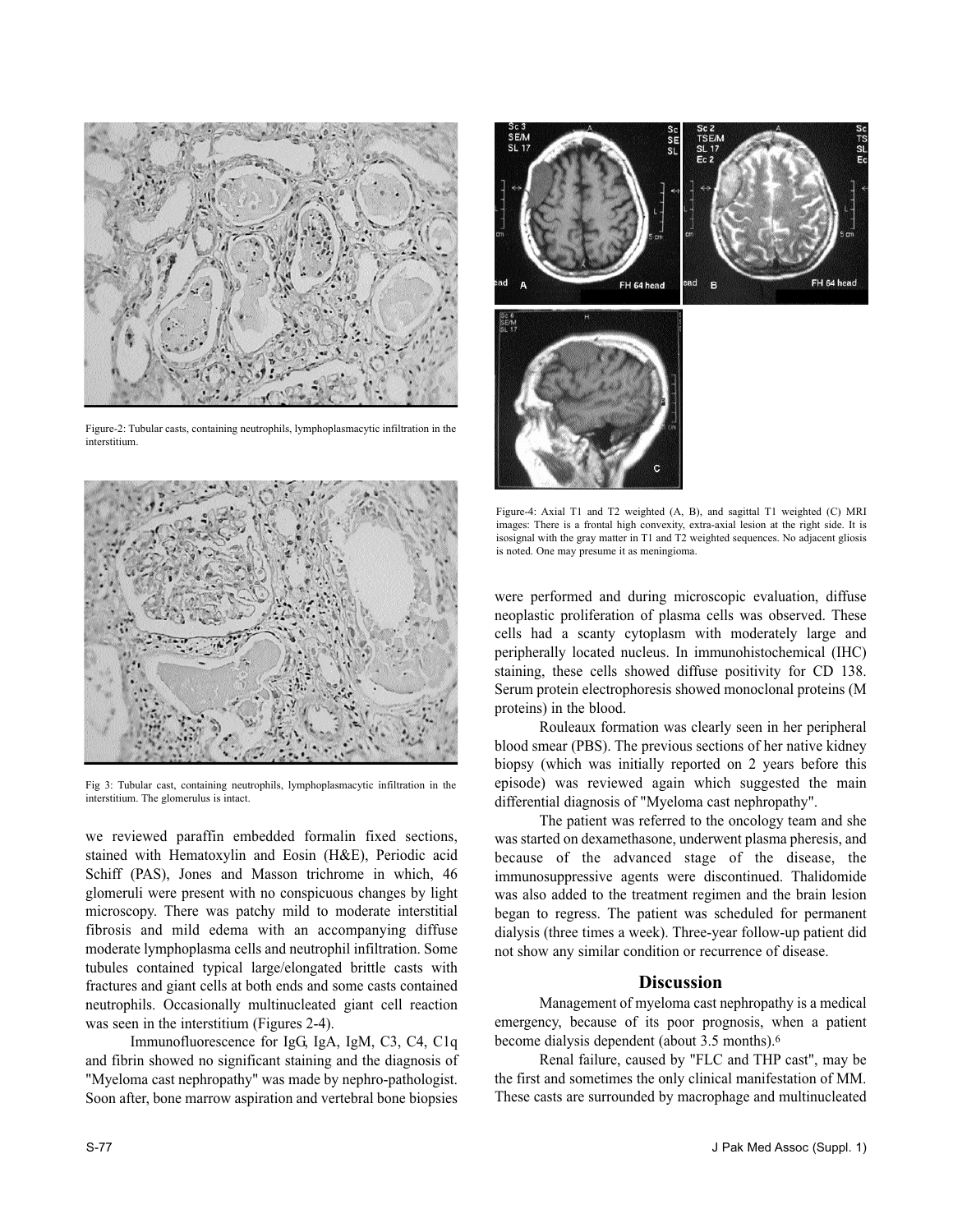Figure-2: Tubular casts, containing neutrophils, lymphoplasmacytic infiltration in the interstitium.

Fig 3: Tubular cast, containing neutrophils, lymphoplasmacytic infiltration in the interstitium. The glomerulus is intact.

we reviewed paraffin embedded formalin fixed sections, stained with Hematoxylin and Eosin (H&E), Periodic acid Schiff (PAS), Jones and Masson trichrome in which, 46 glomeruli were present with no conspicuous changes by light microscopy. There was patchy mild to moderate interstitial fibrosis and mild edema with an accompanying diffuse moderate lymphoplasma cells and neutrophil infiltration. Some tubules contained typical large/elongated brittle casts with fractures and giant cells at both ends and some casts contained neutrophils. Occasionally multinucleated giant cell reaction was seen in the interstitium (Figures 2-4).

Immunofluorescence for IgG, IgA, IgM, C3, C4, C1q and fibrin showed no significant staining and the diagnosis of "Myeloma cast nephropathy" was made by nephro-pathologist. Soon after, bone marrow aspiration and vertebral bone biopsies were performed and during microscopic evaluation, diffuse neoplastic proliferation of plasma cells was observed. These cells had a scanty cytoplasm with moderately large and peripherally located nucleus. In immunohistochemical (IHC) staining, these cells showed diffuse positivity for CD 138. Serum protein electrophoresis showed monoclonal proteins (M proteins) in the blood.

Figure-4: Axial T1 and T2 weighted (A, B), and sagittal T1 weighted (C) MRI images: There is a frontal high convexity, extra-axial lesion at the right side. It is isosignal with the gray matter in T1 and T2 weighted sequences. No adjacent gliosis is noted. One may presume it as meningioma.

Rouleaux formation was clearly seen in her peripheral blood smear (PBS). The previous sections of her native kidney biopsy (which was initially reported on 2 years before this episode) was reviewed again which suggested the main differential diagnosis of "Myeloma cast nephropathy".

The patient was referred to the oncology team and she was started on dexamethasone, underwent plasma pheresis, and because of the advanced stage of the disease, the immunosuppressive agents were discontinued. Thalidomide was also added to the treatment regimen and the brain lesion began to regress. The patient was scheduled for permanent dialysis (three times a week). Three-year follow-up patient did not show any similar condition or recurrence of disease.

## Discussion

Management of myeloma cast nephropathy is a medical emergency, because of its poor prognosis, when a patient become dialysis dependent (about 3.5 months).[6]

Renal failure, caused by "FLC and THP cast", may be the first and sometimes the only clinical manifestation of MM. These casts are surrounded by macrophage and multinucleated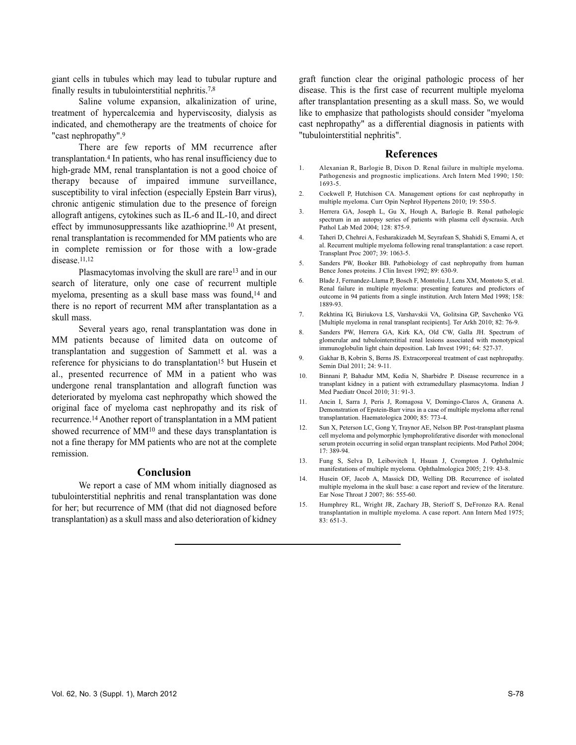giant cells in tubules which may lead to tubular rupture and finally results in tubulointerstitial nephritis.[7,8]

Saline volume expansion, alkalinization of urine, treatment of hypercalcemia and hyperviscosity, dialysis as indicated, and chemotherapy are the treatments of choice for "cast nephropathy".[9]

There are few reports of MM recurrence after transplantation.[4] In patients, who has renal insufficiency due to high-grade MM, renal transplantation is not a good choice of therapy because of impaired immune surveillance, susceptibility to viral infection (especially Epstein Barr virus), chronic antigenic stimulation due to the presence of foreign allograft antigens, cytokines such as IL-6 and IL-10, and direct effect by immunosuppressants like azathioprine.[10] At present, renal transplantation is recommended for MM patients who are in complete remission or for those with a low-grade disease.[11,12]

Plasmacytomas involving the skull are rare[13] and in our search of literature, only one case of recurrent multiple myeloma, presenting as a skull base mass was found,[14] and there is no report of recurrent MM after transplantation as a skull mass.

Several years ago, renal transplantation was done in MM patients because of limited data on outcome of transplantation and suggestion of Sammett et al. was a reference for physicians to do transplantation[15] but Husein et al., presented recurrence of MM in a patient who was undergone renal transplantation and allograft function was deteriorated by myeloma cast nephropathy which showed the original face of myeloma cast nephropathy and its risk of recurrence.[14] Another report of transplantation in a MM patient showed recurrence of MM[10] and these days transplantation is not a fine therapy for MM patients who are not at the complete remission.

## Conclusion

We report a case of MM whom initially diagnosed as tubulointerstitial nephritis and renal transplantation was done for her; but recurrence of MM (that did not diagnosed before transplantation) as a skull mass and also deterioration of kidney graft function clear the original pathologic process of her disease. This is the first case of recurrent multiple myeloma after transplantation presenting as a skull mass. So, we would like to emphasize that pathologists should consider "myeloma cast nephropathy" as a differential diagnosis in patients with "tubulointerstitial nephritis".

## References

1. Alexanian R, Barlogie B, Dixon D. Renal failure in multiple myeloma. Pathogenesis and prognostic implications. Arch Intern Med 1990; 150: 1693-5.
2. Cockwell P, Hutchison CA. Management options for cast nephropathy in multiple myeloma. Curr Opin Nephrol Hypertens 2010; 19: 550-5.
3. Herrera GA, Joseph L, Gu X, Hough A, Barlogie B. Renal pathologic spectrum in an autopsy series of patients with plasma cell dyscrasia. Arch Pathol Lab Med 2004; 128: 875-9.
4. Taheri D, Chehrei A, Fesharakizadeh M, Seyrafean S, Shahidi S, Emami A, et al. Recurrent multiple myeloma following renal transplantation: a case report. Transplant Proc 2007; 39: 1063-5.
5. Sanders PW, Booker BB. Pathobiology of cast nephropathy from human Bence Jones proteins. J Clin Invest 1992; 89: 630-9.
6. Blade J, Fernandez-Llama P, Bosch F, Montoliu J, Lens XM, Montoto S, et al. Renal failure in multiple myeloma: presenting features and predictors of outcome in 94 patients from a single institution. Arch Intern Med 1998; 158: 1889-93.
7. Rekhtina IG, Biriukova LS, Varshavskii VA, Golitsina GP, Savchenko VG. [Multiple myeloma in renal transplant recipients]. Ter Arkh 2010; 82: 76-9.
8. Sanders PW, Herrera GA, Kirk KA, Old CW, Galla JH. Spectrum of glomerular and tubulointerstitial renal lesions associated with monotypical immunoglobulin light chain deposition. Lab Invest 1991; 64: 527-37.
9. Gakhar B, Kobrin S, Berns JS. Extracorporeal treatment of cast nephropathy. Semin Dial 2011; 24: 9-11.
10. Binnani P, Bahadur MM, Kedia N, Sharbidre P. Disease recurrence in a transplant kidney in a patient with extramedullary plasmacytoma. Indian J Med Paediatr Oncol 2010; 31: 91-3.
11. Ancin I, Sarra J, Peris J, Romagosa V, Domingo-Claros A, Granena A. Demonstration of Epstein-Barr virus in a case of multiple myeloma after renal transplantation. Haematologica 2000; 85: 773-4.
12. Sun X, Peterson LC, Gong Y, Traynor AE, Nelson BP. Post-transplant plasma cell myeloma and polymorphic lymphoproliferative disorder with monoclonal serum protein occurring in solid organ transplant recipients. Mod Pathol 2004; 17: 389-94.
13. Fung S, Selva D, Leibovitch I, Hsuan J, Crompton J. Ophthalmic manifestations of multiple myeloma. Ophthalmologica 2005; 219: 43-8.
14. Husein OF, Jacob A, Massick DD, Welling DB. Recurrence of isolated multiple myeloma in the skull base: a case report and review of the literature. Ear Nose Throat J 2007; 86: 555-60.
15. Humphrey RL, Wright JR, Zachary JB, Sterioff S, DeFronzo RA. Renal transplantation in multiple myeloma. A case report. Ann Intern Med 1975; 83: 651-3.